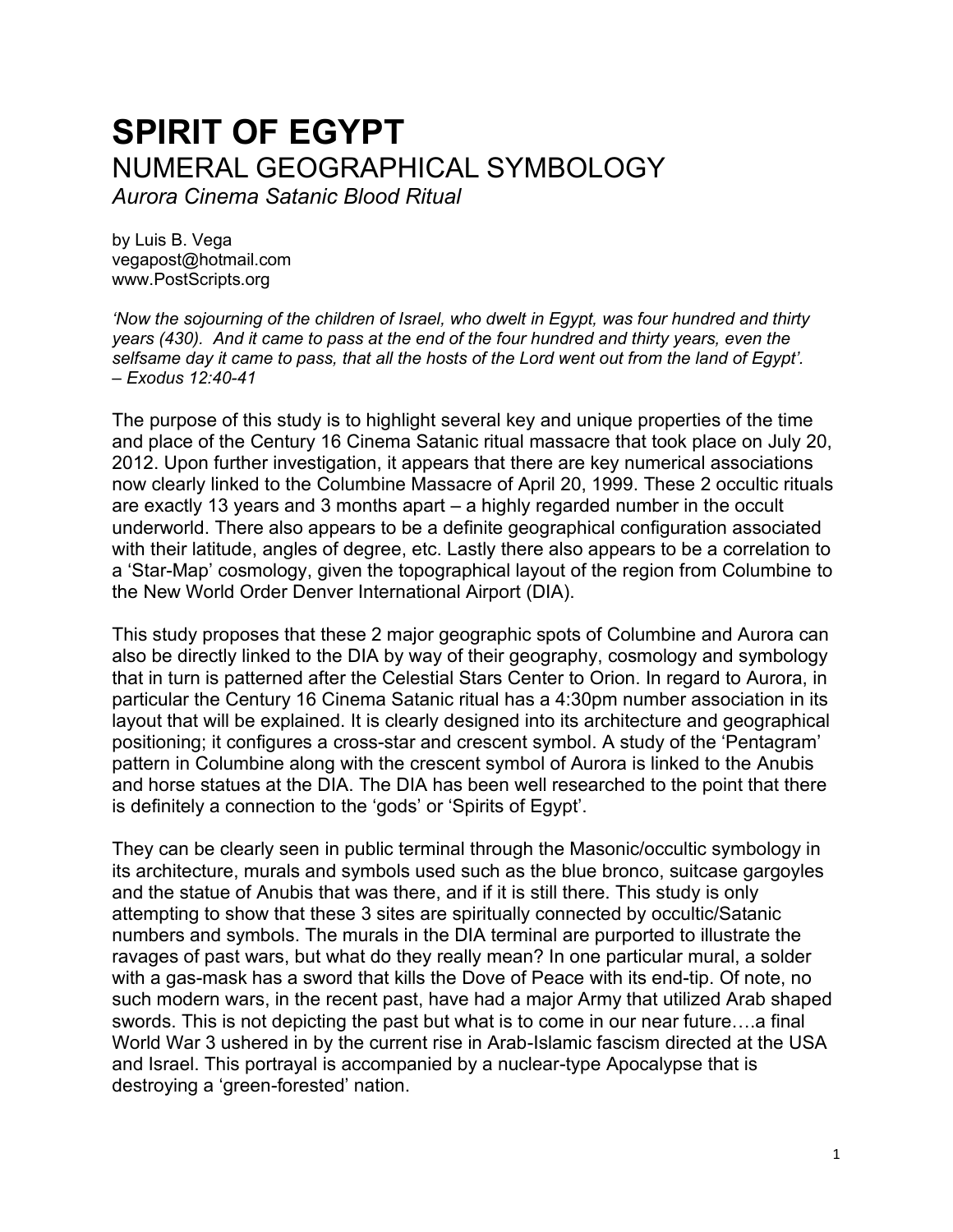# SPIRIT OF EGYPT

## NUMERAL GEOGRAPHICAL SYMBOLOGY

*Aurora Cinema Satanic Blood Ritual*

by Luis B. Vega
vegapost@hotmail.com
www.PostScripts.org

*'Now the sojourning of the children of Israel, who dwelt in Egypt, was four hundred and thirty years (430). And it came to pass at the end of the four hundred and thirty years, even the selfsame day it came to pass, that all the hosts of the Lord went out from the land of Egypt'. – Exodus 12:40-41*

The purpose of this study is to highlight several key and unique properties of the time and place of the Century 16 Cinema Satanic ritual massacre that took place on July 20, 2012. Upon further investigation, it appears that there are key numerical associations now clearly linked to the Columbine Massacre of April 20, 1999. These 2 occultic rituals are exactly 13 years and 3 months apart – a highly regarded number in the occult underworld. There also appears to be a definite geographical configuration associated with their latitude, angles of degree, etc. Lastly there also appears to be a correlation to a 'Star-Map' cosmology, given the topographical layout of the region from Columbine to the New World Order Denver International Airport (DIA).

This study proposes that these 2 major geographic spots of Columbine and Aurora can also be directly linked to the DIA by way of their geography, cosmology and symbology that in turn is patterned after the Celestial Stars Center to Orion. In regard to Aurora, in particular the Century 16 Cinema Satanic ritual has a 4:30pm number association in its layout that will be explained. It is clearly designed into its architecture and geographical positioning; it configures a cross-star and crescent symbol. A study of the 'Pentagram' pattern in Columbine along with the crescent symbol of Aurora is linked to the Anubis and horse statues at the DIA. The DIA has been well researched to the point that there is definitely a connection to the 'gods' or 'Spirits of Egypt'.

They can be clearly seen in public terminal through the Masonic/occultic symbology in its architecture, murals and symbols used such as the blue bronco, suitcase gargoyles and the statue of Anubis that was there, and if it is still there. This study is only attempting to show that these 3 sites are spiritually connected by occultic/Satanic numbers and symbols. The murals in the DIA terminal are purported to illustrate the ravages of past wars, but what do they really mean? In one particular mural, a solder with a gas-mask has a sword that kills the Dove of Peace with its end-tip. Of note, no such modern wars, in the recent past, have had a major Army that utilized Arab shaped swords. This is not depicting the past but what is to come in our near future….a final World War 3 ushered in by the current rise in Arab-Islamic fascism directed at the USA and Israel. This portrayal is accompanied by a nuclear-type Apocalypse that is destroying a 'green-forested' nation.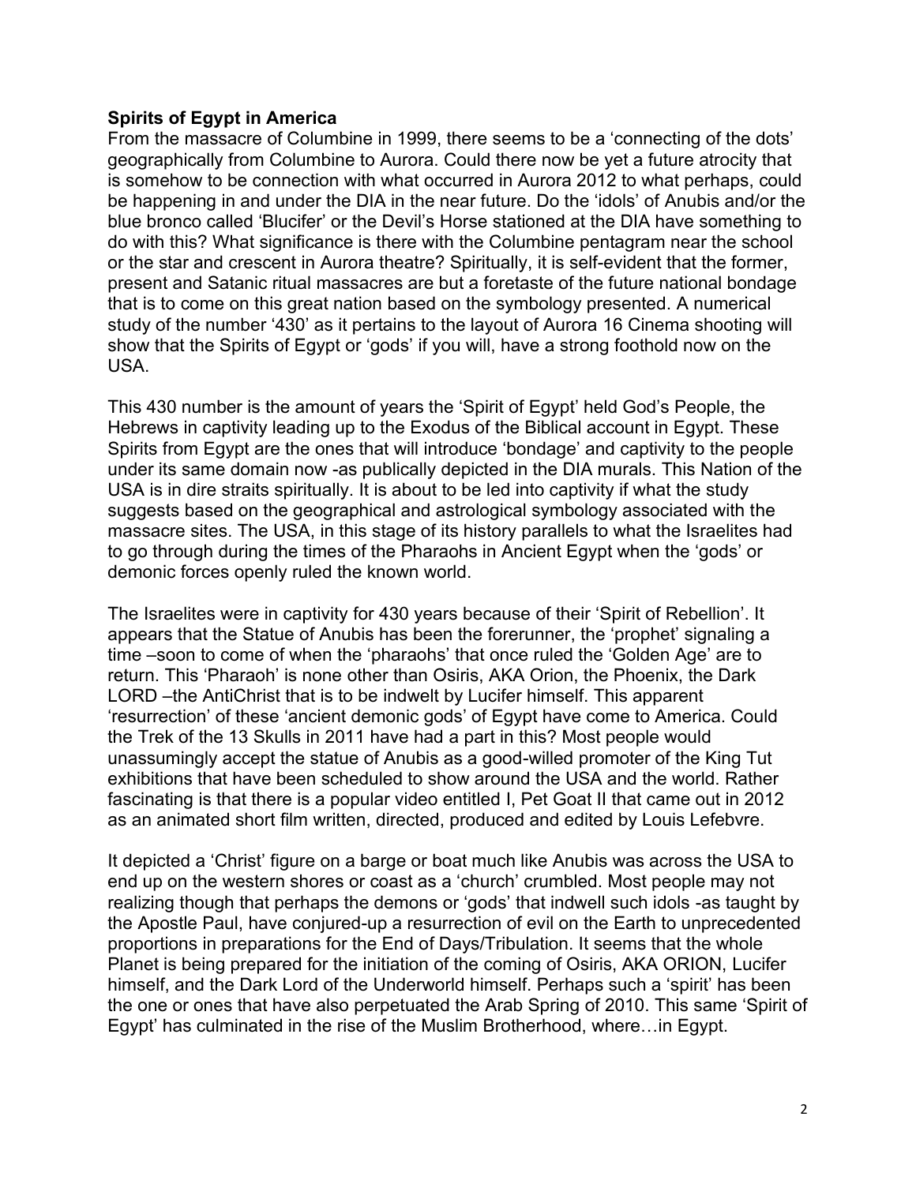**Spirits of Egypt in America**

From the massacre of Columbine in 1999, there seems to be a 'connecting of the dots' geographically from Columbine to Aurora. Could there now be yet a future atrocity that is somehow to be connection with what occurred in Aurora 2012 to what perhaps, could be happening in and under the DIA in the near future. Do the 'idols' of Anubis and/or the blue bronco called 'Blucifer' or the Devil's Horse stationed at the DIA have something to do with this? What significance is there with the Columbine pentagram near the school or the star and crescent in Aurora theatre? Spiritually, it is self-evident that the former, present and Satanic ritual massacres are but a foretaste of the future national bondage that is to come on this great nation based on the symbology presented. A numerical study of the number '430' as it pertains to the layout of Aurora 16 Cinema shooting will show that the Spirits of Egypt or 'gods' if you will, have a strong foothold now on the USA.

This 430 number is the amount of years the 'Spirit of Egypt' held God's People, the Hebrews in captivity leading up to the Exodus of the Biblical account in Egypt. These Spirits from Egypt are the ones that will introduce 'bondage' and captivity to the people under its same domain now -as publically depicted in the DIA murals. This Nation of the USA is in dire straits spiritually. It is about to be led into captivity if what the study suggests based on the geographical and astrological symbology associated with the massacre sites. The USA, in this stage of its history parallels to what the Israelites had to go through during the times of the Pharaohs in Ancient Egypt when the 'gods' or demonic forces openly ruled the known world.

The Israelites were in captivity for 430 years because of their 'Spirit of Rebellion'. It appears that the Statue of Anubis has been the forerunner, the 'prophet' signaling a time –soon to come of when the 'pharaohs' that once ruled the 'Golden Age' are to return. This 'Pharaoh' is none other than Osiris, AKA Orion, the Phoenix, the Dark LORD –the AntiChrist that is to be indwelt by Lucifer himself. This apparent 'resurrection' of these 'ancient demonic gods' of Egypt have come to America. Could the Trek of the 13 Skulls in 2011 have had a part in this? Most people would unassumingly accept the statue of Anubis as a good-willed promoter of the King Tut exhibitions that have been scheduled to show around the USA and the world. Rather fascinating is that there is a popular video entitled I, Pet Goat II that came out in 2012 as an animated short film written, directed, produced and edited by Louis Lefebvre.

It depicted a 'Christ' figure on a barge or boat much like Anubis was across the USA to end up on the western shores or coast as a 'church' crumbled. Most people may not realizing though that perhaps the demons or 'gods' that indwell such idols -as taught by the Apostle Paul, have conjured-up a resurrection of evil on the Earth to unprecedented proportions in preparations for the End of Days/Tribulation. It seems that the whole Planet is being prepared for the initiation of the coming of Osiris, AKA ORION, Lucifer himself, and the Dark Lord of the Underworld himself. Perhaps such a 'spirit' has been the one or ones that have also perpetuated the Arab Spring of 2010. This same 'Spirit of Egypt' has culminated in the rise of the Muslim Brotherhood, where…in Egypt.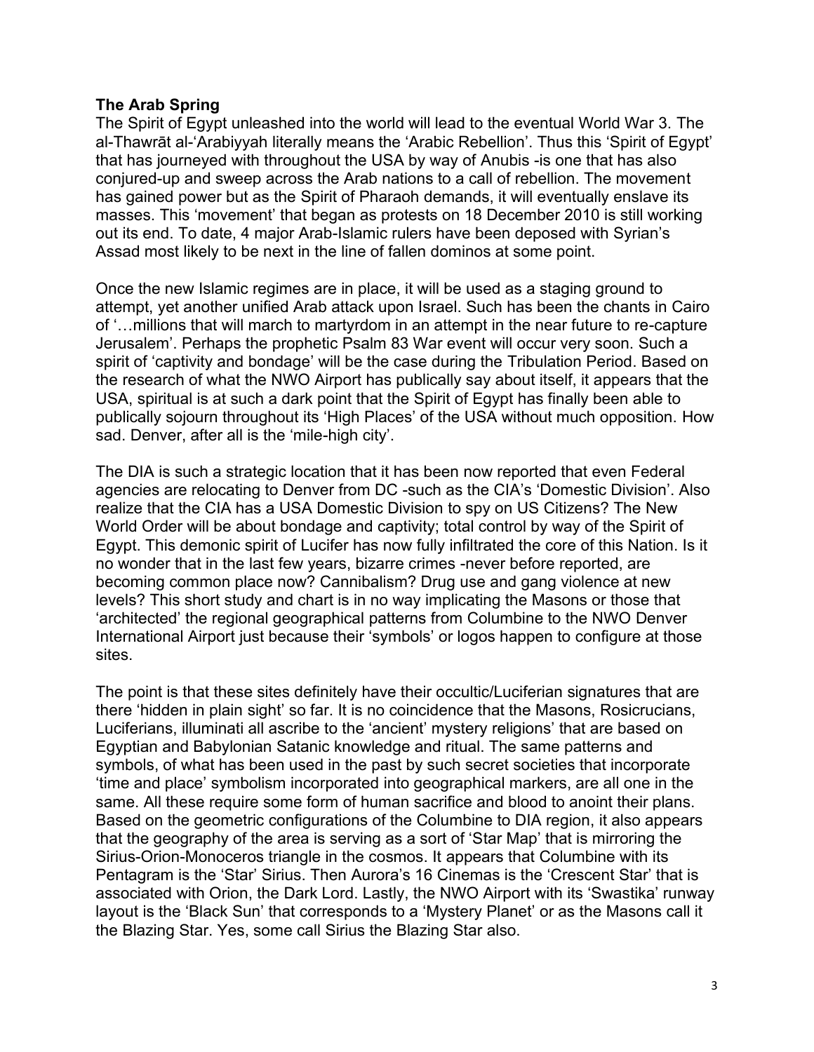**The Arab Spring**

The Spirit of Egypt unleashed into the world will lead to the eventual World War 3. The al-Thawrāt al-'Arabiyyah literally means the 'Arabic Rebellion'. Thus this 'Spirit of Egypt' that has journeyed with throughout the USA by way of Anubis -is one that has also conjured-up and sweep across the Arab nations to a call of rebellion. The movement has gained power but as the Spirit of Pharaoh demands, it will eventually enslave its masses. This 'movement' that began as protests on 18 December 2010 is still working out its end. To date, 4 major Arab-Islamic rulers have been deposed with Syrian's Assad most likely to be next in the line of fallen dominos at some point.

Once the new Islamic regimes are in place, it will be used as a staging ground to attempt, yet another unified Arab attack upon Israel. Such has been the chants in Cairo of '…millions that will march to martyrdom in an attempt in the near future to re-capture Jerusalem'. Perhaps the prophetic Psalm 83 War event will occur very soon. Such a spirit of 'captivity and bondage' will be the case during the Tribulation Period. Based on the research of what the NWO Airport has publically say about itself, it appears that the USA, spiritual is at such a dark point that the Spirit of Egypt has finally been able to publically sojourn throughout its 'High Places' of the USA without much opposition. How sad. Denver, after all is the 'mile-high city'.

The DIA is such a strategic location that it has been now reported that even Federal agencies are relocating to Denver from DC -such as the CIA's 'Domestic Division'. Also realize that the CIA has a USA Domestic Division to spy on US Citizens? The New World Order will be about bondage and captivity; total control by way of the Spirit of Egypt. This demonic spirit of Lucifer has now fully infiltrated the core of this Nation. Is it no wonder that in the last few years, bizarre crimes -never before reported, are becoming common place now? Cannibalism? Drug use and gang violence at new levels? This short study and chart is in no way implicating the Masons or those that 'architected' the regional geographical patterns from Columbine to the NWO Denver International Airport just because their 'symbols' or logos happen to configure at those sites.

The point is that these sites definitely have their occultic/Luciferian signatures that are there 'hidden in plain sight' so far. It is no coincidence that the Masons, Rosicrucians, Luciferians, illuminati all ascribe to the 'ancient' mystery religions' that are based on Egyptian and Babylonian Satanic knowledge and ritual. The same patterns and symbols, of what has been used in the past by such secret societies that incorporate 'time and place' symbolism incorporated into geographical markers, are all one in the same. All these require some form of human sacrifice and blood to anoint their plans. Based on the geometric configurations of the Columbine to DIA region, it also appears that the geography of the area is serving as a sort of 'Star Map' that is mirroring the Sirius-Orion-Monoceros triangle in the cosmos. It appears that Columbine with its Pentagram is the 'Star' Sirius. Then Aurora's 16 Cinemas is the 'Crescent Star' that is associated with Orion, the Dark Lord. Lastly, the NWO Airport with its 'Swastika' runway layout is the 'Black Sun' that corresponds to a 'Mystery Planet' or as the Masons call it the Blazing Star. Yes, some call Sirius the Blazing Star also.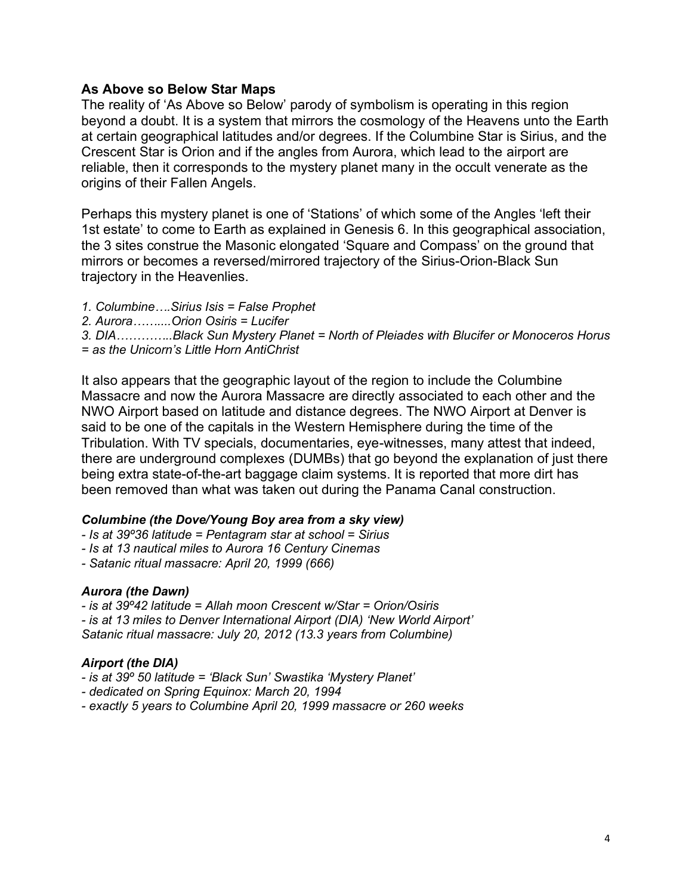**As Above so Below Star Maps**

The reality of 'As Above so Below' parody of symbolism is operating in this region beyond a doubt. It is a system that mirrors the cosmology of the Heavens unto the Earth at certain geographical latitudes and/or degrees. If the Columbine Star is Sirius, and the Crescent Star is Orion and if the angles from Aurora, which lead to the airport are reliable, then it corresponds to the mystery planet many in the occult venerate as the origins of their Fallen Angels.

Perhaps this mystery planet is one of 'Stations' of which some of the Angles 'left their 1st estate' to come to Earth as explained in Genesis 6. In this geographical association, the 3 sites construe the Masonic elongated 'Square and Compass' on the ground that mirrors or becomes a reversed/mirrored trajectory of the Sirius-Orion-Black Sun trajectory in the Heavenlies.

1. *Columbine….Sirius Isis = False Prophet*
2. *Aurora……...Orion Osiris = Lucifer*
3. *DIA…………..Black Sun Mystery Planet = North of Pleiades with Blucifer or Monoceros Horus = as the Unicorn's Little Horn AntiChrist*

It also appears that the geographic layout of the region to include the Columbine Massacre and now the Aurora Massacre are directly associated to each other and the NWO Airport based on latitude and distance degrees. The NWO Airport at Denver is said to be one of the capitals in the Western Hemisphere during the time of the Tribulation. With TV specials, documentaries, eye-witnesses, many attest that indeed, there are underground complexes (DUMBs) that go beyond the explanation of just there being extra state-of-the-art baggage claim systems. It is reported that more dirt has been removed than what was taken out during the Panama Canal construction.

***Columbine (the Dove/Young Boy area from a sky view)***

*- Is at 39º36 latitude = Pentagram star at school = Sirius*
*- Is at 13 nautical miles to Aurora 16 Century Cinemas*
*- Satanic ritual massacre: April 20, 1999 (666)*

***Aurora (the Dawn)***

*- is at 39º42 latitude = Allah moon Crescent w/Star = Orion/Osiris*
*- is at 13 miles to Denver International Airport (DIA) 'New World Airport'*
*Satanic ritual massacre: July 20, 2012 (13.3 years from Columbine)*

***Airport (the DIA)***

*- is at 39º 50 latitude = 'Black Sun' Swastika 'Mystery Planet'*
*- dedicated on Spring Equinox: March 20, 1994*
*- exactly 5 years to Columbine April 20, 1999 massacre or 260 weeks*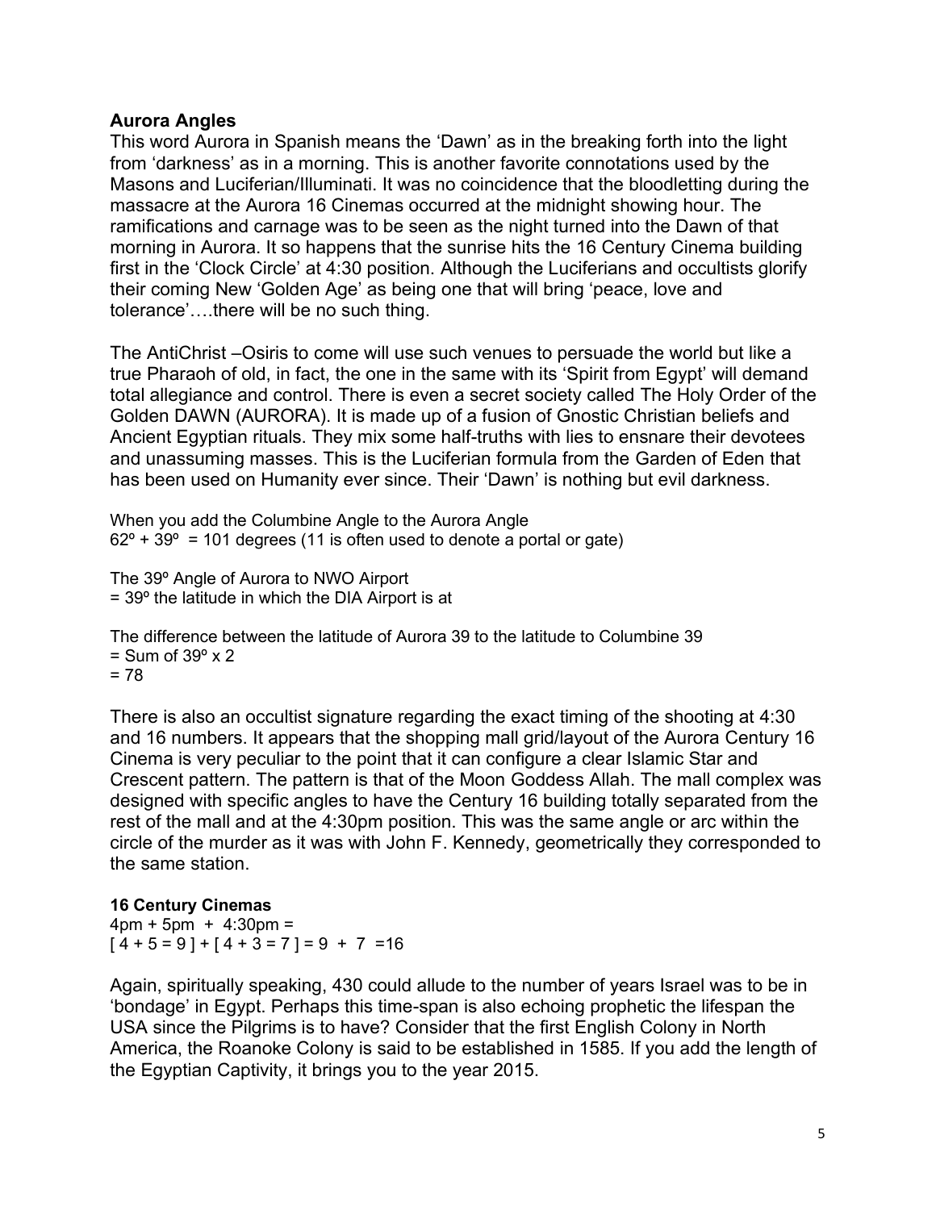### Aurora Angles

This word Aurora in Spanish means the 'Dawn' as in the breaking forth into the light from 'darkness' as in a morning. This is another favorite connotations used by the Masons and Luciferian/Illuminati. It was no coincidence that the bloodletting during the massacre at the Aurora 16 Cinemas occurred at the midnight showing hour. The ramifications and carnage was to be seen as the night turned into the Dawn of that morning in Aurora. It so happens that the sunrise hits the 16 Century Cinema building first in the 'Clock Circle' at 4:30 position. Although the Luciferians and occultists glorify their coming New 'Golden Age' as being one that will bring 'peace, love and tolerance'….there will be no such thing.

The AntiChrist –Osiris to come will use such venues to persuade the world but like a true Pharaoh of old, in fact, the one in the same with its 'Spirit from Egypt' will demand total allegiance and control. There is even a secret society called The Holy Order of the Golden DAWN (AURORA). It is made up of a fusion of Gnostic Christian beliefs and Ancient Egyptian rituals. They mix some half-truths with lies to ensnare their devotees and unassuming masses. This is the Luciferian formula from the Garden of Eden that has been used on Humanity ever since. Their 'Dawn' is nothing but evil darkness.

When you add the Columbine Angle to the Aurora Angle
62º + 39º = 101 degrees (11 is often used to denote a portal or gate)

The 39º Angle of Aurora to NWO Airport
= 39º the latitude in which the DIA Airport is at

The difference between the latitude of Aurora 39 to the latitude to Columbine 39
= Sum of 39º x 2
= 78

There is also an occultist signature regarding the exact timing of the shooting at 4:30 and 16 numbers. It appears that the shopping mall grid/layout of the Aurora Century 16 Cinema is very peculiar to the point that it can configure a clear Islamic Star and Crescent pattern. The pattern is that of the Moon Goddess Allah. The mall complex was designed with specific angles to have the Century 16 building totally separated from the rest of the mall and at the 4:30pm position. This was the same angle or arc within the circle of the murder as it was with John F. Kennedy, geometrically they corresponded to the same station.

**16 Century Cinemas**
4pm + 5pm + 4:30pm =
[ 4 + 5 = 9 ] + [ 4 + 3 = 7 ] = 9 + 7 =16

Again, spiritually speaking, 430 could allude to the number of years Israel was to be in 'bondage' in Egypt. Perhaps this time-span is also echoing prophetic the lifespan the USA since the Pilgrims is to have? Consider that the first English Colony in North America, the Roanoke Colony is said to be established in 1585. If you add the length of the Egyptian Captivity, it brings you to the year 2015.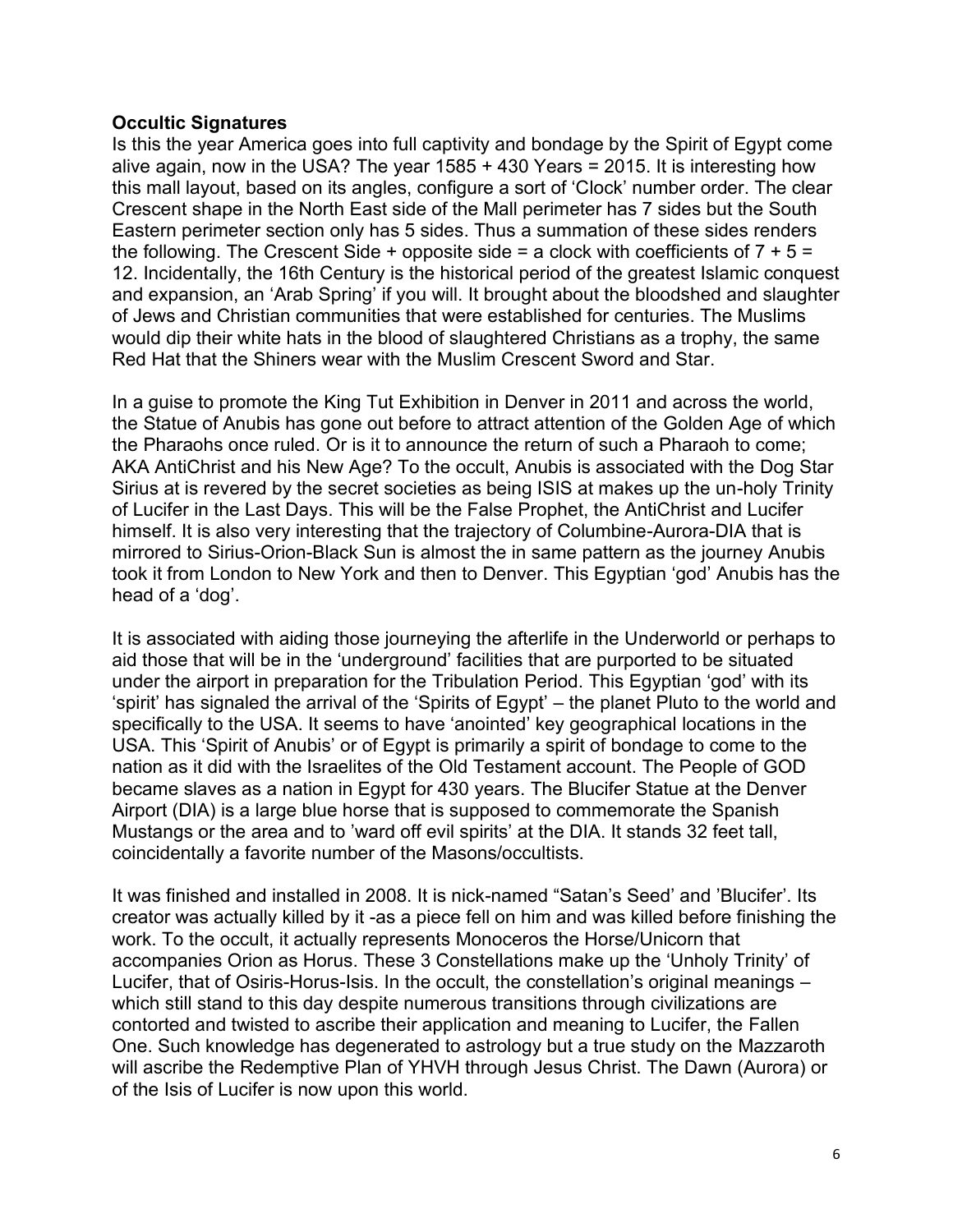**Occultic Signatures**

Is this the year America goes into full captivity and bondage by the Spirit of Egypt come alive again, now in the USA? The year 1585 + 430 Years = 2015. It is interesting how this mall layout, based on its angles, configure a sort of 'Clock' number order. The clear Crescent shape in the North East side of the Mall perimeter has 7 sides but the South Eastern perimeter section only has 5 sides. Thus a summation of these sides renders the following. The Crescent Side + opposite side = a clock with coefficients of 7 + 5 = 12. Incidentally, the 16th Century is the historical period of the greatest Islamic conquest and expansion, an 'Arab Spring' if you will. It brought about the bloodshed and slaughter of Jews and Christian communities that were established for centuries. The Muslims would dip their white hats in the blood of slaughtered Christians as a trophy, the same Red Hat that the Shiners wear with the Muslim Crescent Sword and Star.

In a guise to promote the King Tut Exhibition in Denver in 2011 and across the world, the Statue of Anubis has gone out before to attract attention of the Golden Age of which the Pharaohs once ruled. Or is it to announce the return of such a Pharaoh to come; AKA AntiChrist and his New Age? To the occult, Anubis is associated with the Dog Star Sirius at is revered by the secret societies as being ISIS at makes up the un-holy Trinity of Lucifer in the Last Days. This will be the False Prophet, the AntiChrist and Lucifer himself. It is also very interesting that the trajectory of Columbine-Aurora-DIA that is mirrored to Sirius-Orion-Black Sun is almost the in same pattern as the journey Anubis took it from London to New York and then to Denver. This Egyptian 'god' Anubis has the head of a 'dog'.

It is associated with aiding those journeying the afterlife in the Underworld or perhaps to aid those that will be in the 'underground' facilities that are purported to be situated under the airport in preparation for the Tribulation Period. This Egyptian 'god' with its 'spirit' has signaled the arrival of the 'Spirits of Egypt' – the planet Pluto to the world and specifically to the USA. It seems to have 'anointed' key geographical locations in the USA. This 'Spirit of Anubis' or of Egypt is primarily a spirit of bondage to come to the nation as it did with the Israelites of the Old Testament account. The People of GOD became slaves as a nation in Egypt for 430 years. The Blucifer Statue at the Denver Airport (DIA) is a large blue horse that is supposed to commemorate the Spanish Mustangs or the area and to 'ward off evil spirits' at the DIA. It stands 32 feet tall, coincidentally a favorite number of the Masons/occultists.

It was finished and installed in 2008. It is nick-named "Satan's Seed' and 'Blucifer'. Its creator was actually killed by it -as a piece fell on him and was killed before finishing the work. To the occult, it actually represents Monoceros the Horse/Unicorn that accompanies Orion as Horus. These 3 Constellations make up the 'Unholy Trinity' of Lucifer, that of Osiris-Horus-Isis. In the occult, the constellation's original meanings – which still stand to this day despite numerous transitions through civilizations are contorted and twisted to ascribe their application and meaning to Lucifer, the Fallen One. Such knowledge has degenerated to astrology but a true study on the Mazzaroth will ascribe the Redemptive Plan of YHVH through Jesus Christ. The Dawn (Aurora) or of the Isis of Lucifer is now upon this world.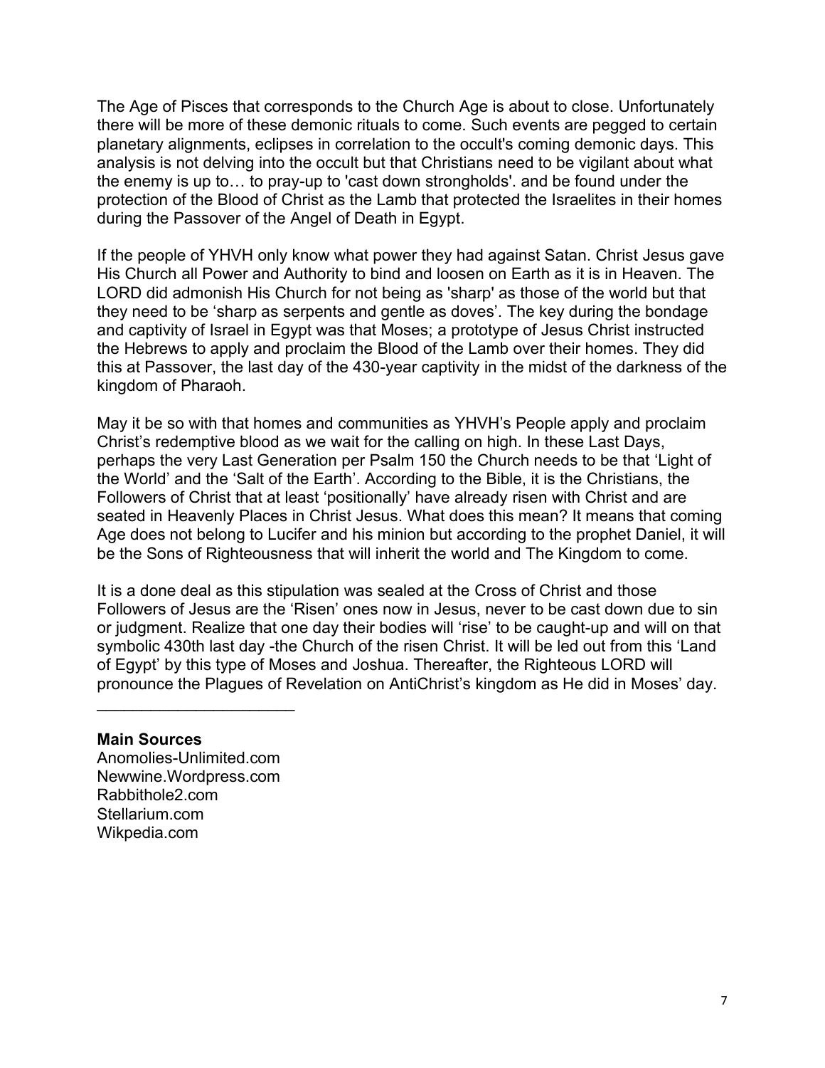The Age of Pisces that corresponds to the Church Age is about to close. Unfortunately there will be more of these demonic rituals to come. Such events are pegged to certain planetary alignments, eclipses in correlation to the occult's coming demonic days. This analysis is not delving into the occult but that Christians need to be vigilant about what the enemy is up to… to pray-up to 'cast down strongholds'. and be found under the protection of the Blood of Christ as the Lamb that protected the Israelites in their homes during the Passover of the Angel of Death in Egypt.

If the people of YHVH only know what power they had against Satan. Christ Jesus gave His Church all Power and Authority to bind and loosen on Earth as it is in Heaven. The LORD did admonish His Church for not being as 'sharp' as those of the world but that they need to be 'sharp as serpents and gentle as doves'. The key during the bondage and captivity of Israel in Egypt was that Moses; a prototype of Jesus Christ instructed the Hebrews to apply and proclaim the Blood of the Lamb over their homes. They did this at Passover, the last day of the 430-year captivity in the midst of the darkness of the kingdom of Pharaoh.

May it be so with that homes and communities as YHVH's People apply and proclaim Christ's redemptive blood as we wait for the calling on high. In these Last Days, perhaps the very Last Generation per Psalm 150 the Church needs to be that 'Light of the World' and the 'Salt of the Earth'. According to the Bible, it is the Christians, the Followers of Christ that at least 'positionally' have already risen with Christ and are seated in Heavenly Places in Christ Jesus. What does this mean? It means that coming Age does not belong to Lucifer and his minion but according to the prophet Daniel, it will be the Sons of Righteousness that will inherit the world and The Kingdom to come.

It is a done deal as this stipulation was sealed at the Cross of Christ and those Followers of Jesus are the 'Risen' ones now in Jesus, never to be cast down due to sin or judgment. Realize that one day their bodies will 'rise' to be caught-up and will on that symbolic 430th last day -the Church of the risen Christ. It will be led out from this 'Land of Egypt' by this type of Moses and Joshua. Thereafter, the Righteous LORD will pronounce the Plagues of Revelation on AntiChrist's kingdom as He did in Moses' day.

______________________

**Main Sources**
Anomolies-Unlimited.com
Newwine.Wordpress.com
Rabbithole2.com
Stellarium.com
Wikpedia.com